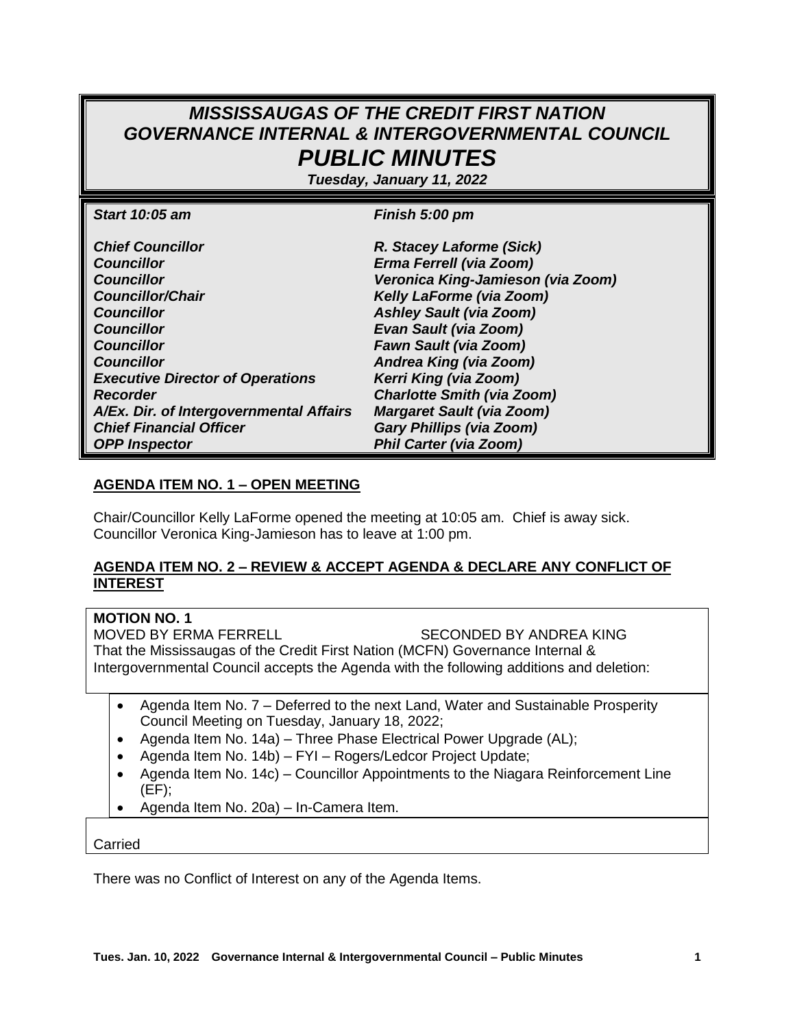# *MISSISSAUGAS OF THE CREDIT FIRST NATION GOVERNANCE INTERNAL & INTERGOVERNMENTAL COUNCIL*

# *PUBLIC MINUTES*

***Tuesday, January 11, 2022***

| | |
|---|---|
| ***Start 10:05 am*** | ***Finish 5:00 pm*** |
| ***Chief Councillor*** | ***R. Stacey Laforme (Sick)*** |
| ***Councillor*** | ***Erma Ferrell (via Zoom)*** |
| ***Councillor*** | ***Veronica King-Jamieson (via Zoom)*** |
| ***Councillor/Chair*** | ***Kelly LaForme (via Zoom)*** |
| ***Councillor*** | ***Ashley Sault (via Zoom)*** |
| ***Councillor*** | ***Evan Sault (via Zoom)*** |
| ***Councillor*** | ***Fawn Sault (via Zoom)*** |
| ***Councillor*** | ***Andrea King (via Zoom)*** |
| ***Executive Director of Operations*** | ***Kerri King (via Zoom)*** |
| ***Recorder*** | ***Charlotte Smith (via Zoom)*** |
| ***A/Ex. Dir. of Intergovernmental Affairs*** | ***Margaret Sault (via Zoom)*** |
| ***Chief Financial Officer*** | ***Gary Phillips (via Zoom)*** |
| ***OPP Inspector*** | ***Phil Carter (via Zoom)*** |

## AGENDA ITEM NO. 1 – OPEN MEETING

Chair/Councillor Kelly LaForme opened the meeting at 10:05 am. Chief is away sick. Councillor Veronica King-Jamieson has to leave at 1:00 pm.

## AGENDA ITEM NO. 2 – REVIEW & ACCEPT AGENDA & DECLARE ANY CONFLICT OF INTEREST

**MOTION NO. 1**

MOVED BY ERMA FERRELL SECONDED BY ANDREA KING

That the Mississaugas of the Credit First Nation (MCFN) Governance Internal & Intergovernmental Council accepts the Agenda with the following additions and deletion:

- Agenda Item No. 7 – Deferred to the next Land, Water and Sustainable Prosperity Council Meeting on Tuesday, January 18, 2022;
- Agenda Item No. 14a) – Three Phase Electrical Power Upgrade (AL);
- Agenda Item No. 14b) – FYI – Rogers/Ledcor Project Update;
- Agenda Item No. 14c) – Councillor Appointments to the Niagara Reinforcement Line (EF);
- Agenda Item No. 20a) – In-Camera Item.

Carried

There was no Conflict of Interest on any of the Agenda Items.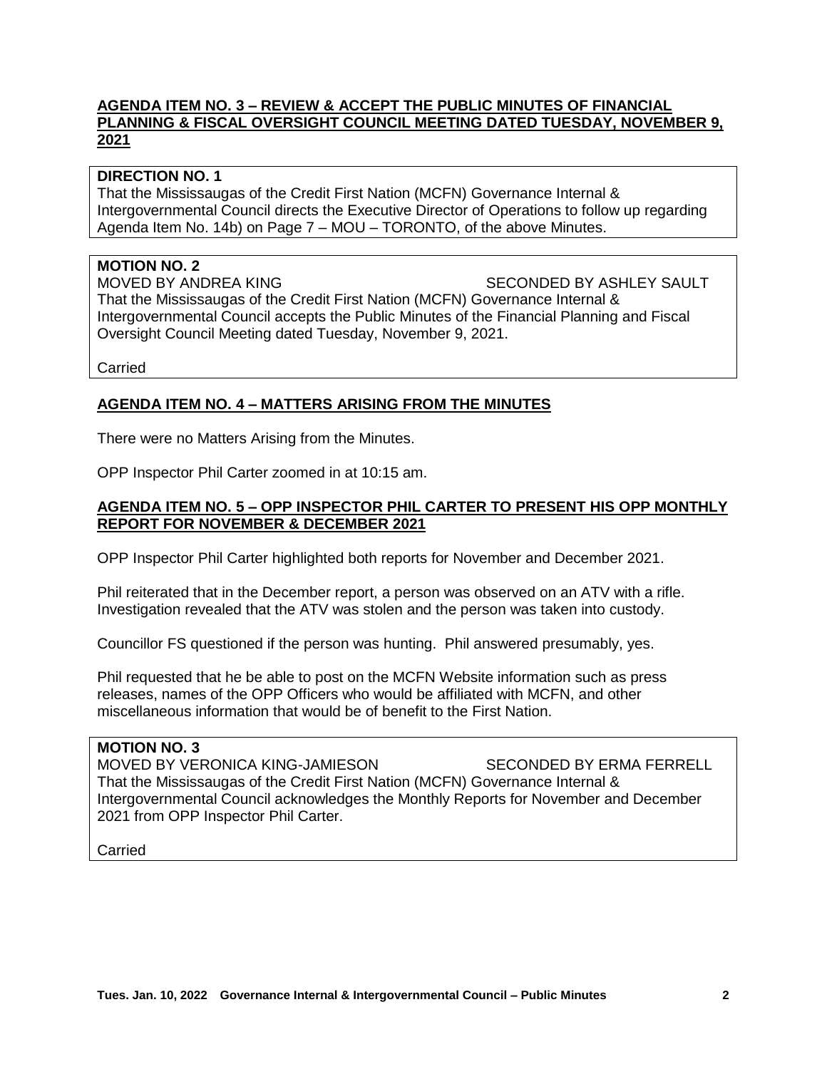## AGENDA ITEM NO. 3 – REVIEW & ACCEPT THE PUBLIC MINUTES OF FINANCIAL PLANNING & FISCAL OVERSIGHT COUNCIL MEETING DATED TUESDAY, NOVEMBER 9, 2021

**DIRECTION NO. 1**
That the Mississaugas of the Credit First Nation (MCFN) Governance Internal & Intergovernmental Council directs the Executive Director of Operations to follow up regarding Agenda Item No. 14b) on Page 7 – MOU – TORONTO, of the above Minutes.

**MOTION NO. 2**
MOVED BY ANDREA KING SECONDED BY ASHLEY SAULT
That the Mississaugas of the Credit First Nation (MCFN) Governance Internal & Intergovernmental Council accepts the Public Minutes of the Financial Planning and Fiscal Oversight Council Meeting dated Tuesday, November 9, 2021.

Carried

## AGENDA ITEM NO. 4 – MATTERS ARISING FROM THE MINUTES

There were no Matters Arising from the Minutes.

OPP Inspector Phil Carter zoomed in at 10:15 am.

## AGENDA ITEM NO. 5 – OPP INSPECTOR PHIL CARTER TO PRESENT HIS OPP MONTHLY REPORT FOR NOVEMBER & DECEMBER 2021

OPP Inspector Phil Carter highlighted both reports for November and December 2021.

Phil reiterated that in the December report, a person was observed on an ATV with a rifle. Investigation revealed that the ATV was stolen and the person was taken into custody.

Councillor FS questioned if the person was hunting. Phil answered presumably, yes.

Phil requested that he be able to post on the MCFN Website information such as press releases, names of the OPP Officers who would be affiliated with MCFN, and other miscellaneous information that would be of benefit to the First Nation.

**MOTION NO. 3**
MOVED BY VERONICA KING-JAMIESON SECONDED BY ERMA FERRELL
That the Mississaugas of the Credit First Nation (MCFN) Governance Internal & Intergovernmental Council acknowledges the Monthly Reports for November and December 2021 from OPP Inspector Phil Carter.

Carried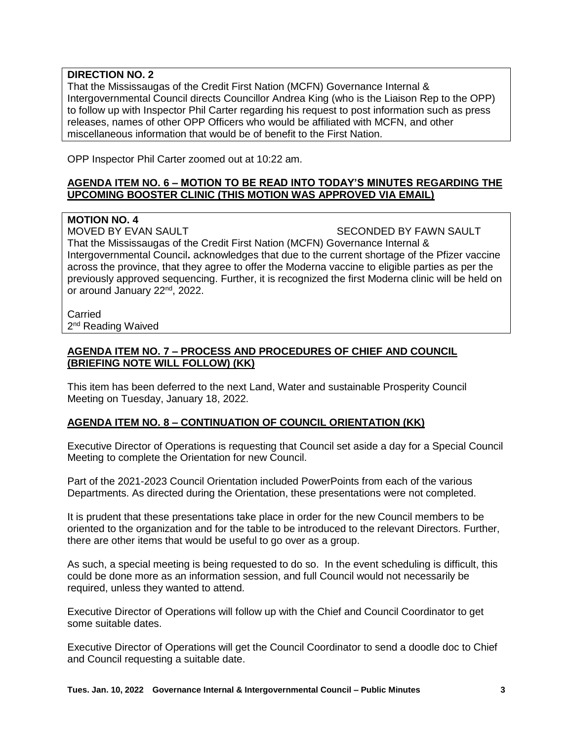**DIRECTION NO. 2**

That the Mississaugas of the Credit First Nation (MCFN) Governance Internal & Intergovernmental Council directs Councillor Andrea King (who is the Liaison Rep to the OPP) to follow up with Inspector Phil Carter regarding his request to post information such as press releases, names of other OPP Officers who would be affiliated with MCFN, and other miscellaneous information that would be of benefit to the First Nation.

OPP Inspector Phil Carter zoomed out at 10:22 am.

## AGENDA ITEM NO. 6 – MOTION TO BE READ INTO TODAY'S MINUTES REGARDING THE UPCOMING BOOSTER CLINIC (THIS MOTION WAS APPROVED VIA EMAIL)

**MOTION NO. 4**

MOVED BY EVAN SAULT SECONDED BY FAWN SAULT

That the Mississaugas of the Credit First Nation (MCFN) Governance Internal & Intergovernmental Council**.** acknowledges that due to the current shortage of the Pfizer vaccine across the province, that they agree to offer the Moderna vaccine to eligible parties as per the previously approved sequencing. Further, it is recognized the first Moderna clinic will be held on or around January 22nd, 2022.

Carried
2nd Reading Waived

## AGENDA ITEM NO. 7 – PROCESS AND PROCEDURES OF CHIEF AND COUNCIL (BRIEFING NOTE WILL FOLLOW) (KK)

This item has been deferred to the next Land, Water and sustainable Prosperity Council Meeting on Tuesday, January 18, 2022.

## AGENDA ITEM NO. 8 – CONTINUATION OF COUNCIL ORIENTATION (KK)

Executive Director of Operations is requesting that Council set aside a day for a Special Council Meeting to complete the Orientation for new Council.

Part of the 2021-2023 Council Orientation included PowerPoints from each of the various Departments. As directed during the Orientation, these presentations were not completed.

It is prudent that these presentations take place in order for the new Council members to be oriented to the organization and for the table to be introduced to the relevant Directors. Further, there are other items that would be useful to go over as a group.

As such, a special meeting is being requested to do so. In the event scheduling is difficult, this could be done more as an information session, and full Council would not necessarily be required, unless they wanted to attend.

Executive Director of Operations will follow up with the Chief and Council Coordinator to get some suitable dates.

Executive Director of Operations will get the Council Coordinator to send a doodle doc to Chief and Council requesting a suitable date.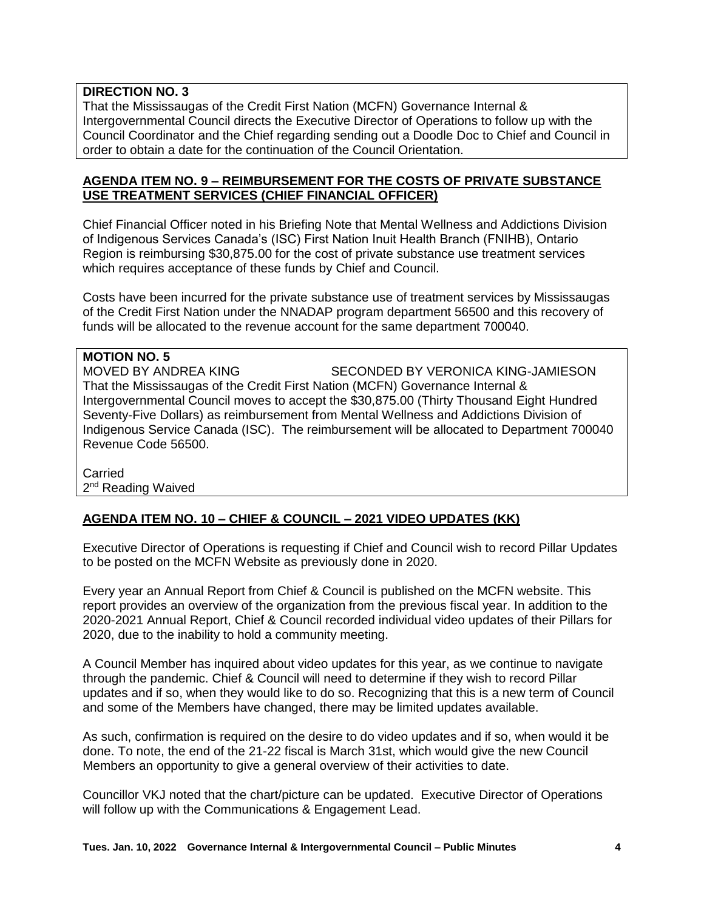**DIRECTION NO. 3**
That the Mississaugas of the Credit First Nation (MCFN) Governance Internal & Intergovernmental Council directs the Executive Director of Operations to follow up with the Council Coordinator and the Chief regarding sending out a Doodle Doc to Chief and Council in order to obtain a date for the continuation of the Council Orientation.

## AGENDA ITEM NO. 9 – REIMBURSEMENT FOR THE COSTS OF PRIVATE SUBSTANCE USE TREATMENT SERVICES (CHIEF FINANCIAL OFFICER)

Chief Financial Officer noted in his Briefing Note that Mental Wellness and Addictions Division of Indigenous Services Canada's (ISC) First Nation Inuit Health Branch (FNIHB), Ontario Region is reimbursing $30,875.00 for the cost of private substance use treatment services which requires acceptance of these funds by Chief and Council.

Costs have been incurred for the private substance use of treatment services by Mississaugas of the Credit First Nation under the NNADAP program department 56500 and this recovery of funds will be allocated to the revenue account for the same department 700040.

**MOTION NO. 5**
MOVED BY ANDREA KING SECONDED BY VERONICA KING-JAMIESON
That the Mississaugas of the Credit First Nation (MCFN) Governance Internal & Intergovernmental Council moves to accept the $30,875.00 (Thirty Thousand Eight Hundred Seventy-Five Dollars) as reimbursement from Mental Wellness and Addictions Division of Indigenous Service Canada (ISC). The reimbursement will be allocated to Department 700040 Revenue Code 56500.

Carried
2nd Reading Waived

## AGENDA ITEM NO. 10 – CHIEF & COUNCIL – 2021 VIDEO UPDATES (KK)

Executive Director of Operations is requesting if Chief and Council wish to record Pillar Updates to be posted on the MCFN Website as previously done in 2020.

Every year an Annual Report from Chief & Council is published on the MCFN website. This report provides an overview of the organization from the previous fiscal year. In addition to the 2020-2021 Annual Report, Chief & Council recorded individual video updates of their Pillars for 2020, due to the inability to hold a community meeting.

A Council Member has inquired about video updates for this year, as we continue to navigate through the pandemic. Chief & Council will need to determine if they wish to record Pillar updates and if so, when they would like to do so. Recognizing that this is a new term of Council and some of the Members have changed, there may be limited updates available.

As such, confirmation is required on the desire to do video updates and if so, when would it be done. To note, the end of the 21-22 fiscal is March 31st, which would give the new Council Members an opportunity to give a general overview of their activities to date.

Councillor VKJ noted that the chart/picture can be updated. Executive Director of Operations will follow up with the Communications & Engagement Lead.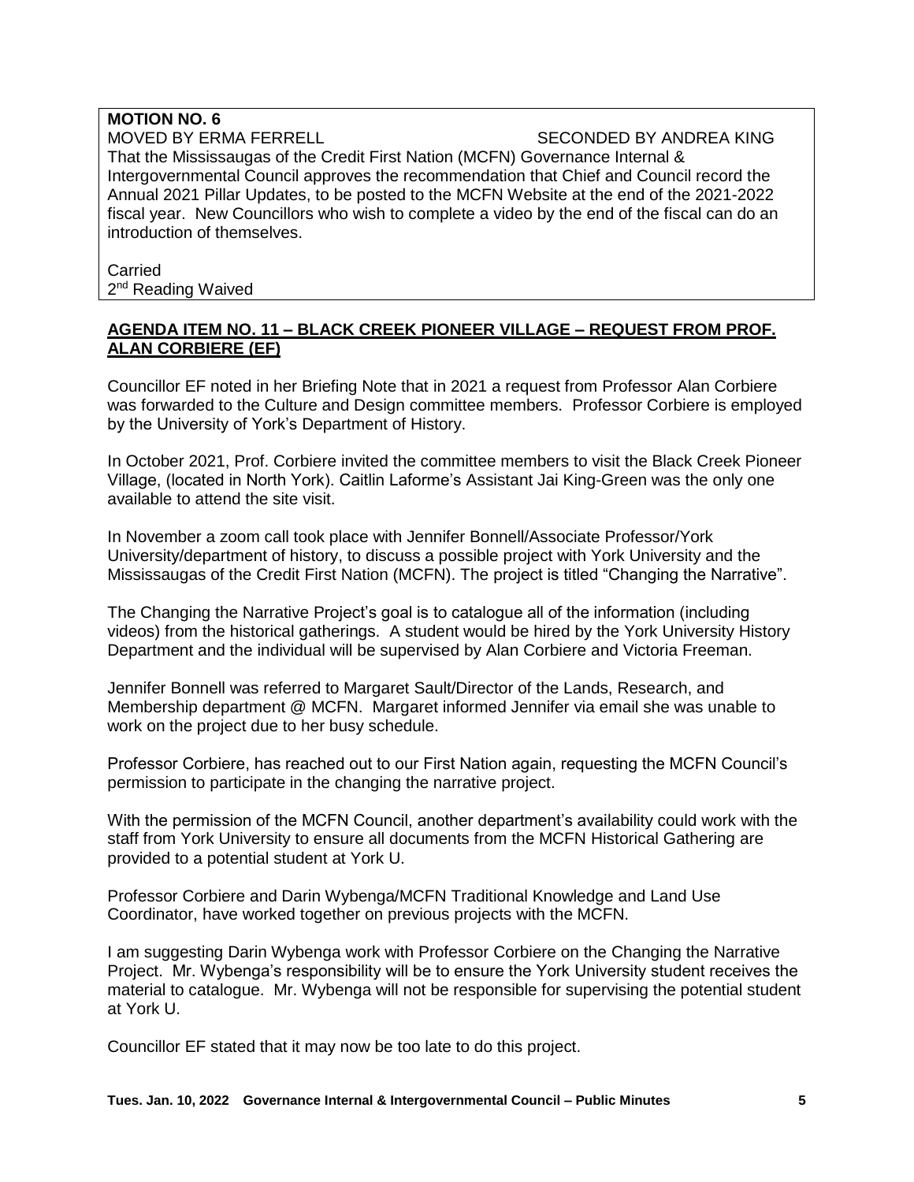**MOTION NO. 6**
MOVED BY ERMA FERRELL SECONDED BY ANDREA KING
That the Mississaugas of the Credit First Nation (MCFN) Governance Internal & Intergovernmental Council approves the recommendation that Chief and Council record the Annual 2021 Pillar Updates, to be posted to the MCFN Website at the end of the 2021-2022 fiscal year. New Councillors who wish to complete a video by the end of the fiscal can do an introduction of themselves.

Carried
2nd Reading Waived

## **AGENDA ITEM NO. 11 – BLACK CREEK PIONEER VILLAGE – REQUEST FROM PROF. ALAN CORBIERE (EF)**

Councillor EF noted in her Briefing Note that in 2021 a request from Professor Alan Corbiere was forwarded to the Culture and Design committee members. Professor Corbiere is employed by the University of York's Department of History.

In October 2021, Prof. Corbiere invited the committee members to visit the Black Creek Pioneer Village, (located in North York). Caitlin Laforme's Assistant Jai King-Green was the only one available to attend the site visit.

In November a zoom call took place with Jennifer Bonnell/Associate Professor/York University/department of history, to discuss a possible project with York University and the Mississaugas of the Credit First Nation (MCFN). The project is titled "Changing the Narrative".

The Changing the Narrative Project's goal is to catalogue all of the information (including videos) from the historical gatherings. A student would be hired by the York University History Department and the individual will be supervised by Alan Corbiere and Victoria Freeman.

Jennifer Bonnell was referred to Margaret Sault/Director of the Lands, Research, and Membership department @ MCFN. Margaret informed Jennifer via email she was unable to work on the project due to her busy schedule.

Professor Corbiere, has reached out to our First Nation again, requesting the MCFN Council's permission to participate in the changing the narrative project.

With the permission of the MCFN Council, another department's availability could work with the staff from York University to ensure all documents from the MCFN Historical Gathering are provided to a potential student at York U.

Professor Corbiere and Darin Wybenga/MCFN Traditional Knowledge and Land Use Coordinator, have worked together on previous projects with the MCFN.

I am suggesting Darin Wybenga work with Professor Corbiere on the Changing the Narrative Project. Mr. Wybenga's responsibility will be to ensure the York University student receives the material to catalogue. Mr. Wybenga will not be responsible for supervising the potential student at York U.

Councillor EF stated that it may now be too late to do this project.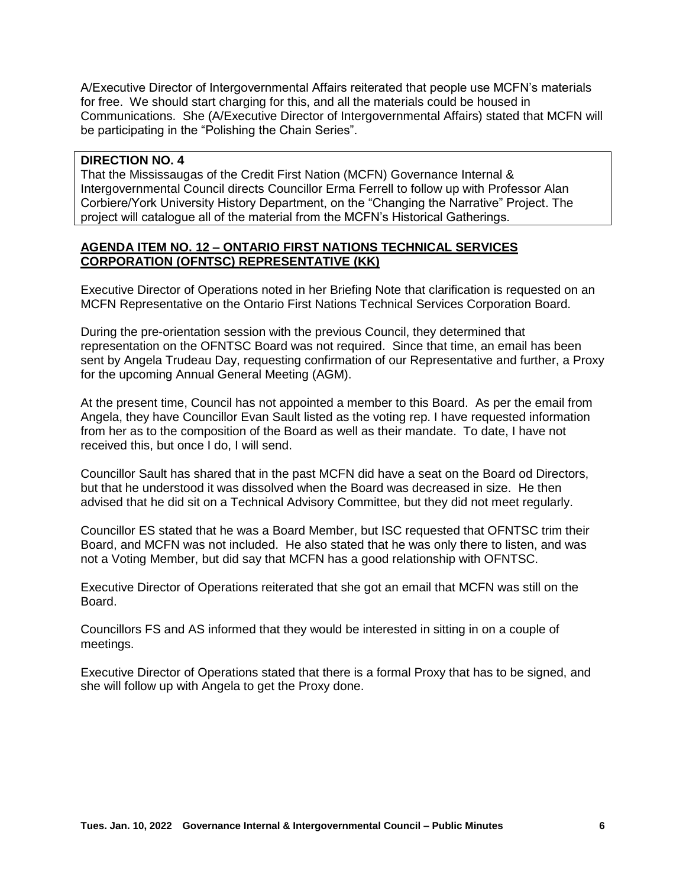A/Executive Director of Intergovernmental Affairs reiterated that people use MCFN's materials for free. We should start charging for this, and all the materials could be housed in Communications. She (A/Executive Director of Intergovernmental Affairs) stated that MCFN will be participating in the "Polishing the Chain Series".

**DIRECTION NO. 4**
That the Mississaugas of the Credit First Nation (MCFN) Governance Internal & Intergovernmental Council directs Councillor Erma Ferrell to follow up with Professor Alan Corbiere/York University History Department, on the "Changing the Narrative" Project. The project will catalogue all of the material from the MCFN's Historical Gatherings.

**AGENDA ITEM NO. 12 – ONTARIO FIRST NATIONS TECHNICAL SERVICES CORPORATION (OFNTSC) REPRESENTATIVE (KK)**

Executive Director of Operations noted in her Briefing Note that clarification is requested on an MCFN Representative on the Ontario First Nations Technical Services Corporation Board.

During the pre-orientation session with the previous Council, they determined that representation on the OFNTSC Board was not required. Since that time, an email has been sent by Angela Trudeau Day, requesting confirmation of our Representative and further, a Proxy for the upcoming Annual General Meeting (AGM).

At the present time, Council has not appointed a member to this Board. As per the email from Angela, they have Councillor Evan Sault listed as the voting rep. I have requested information from her as to the composition of the Board as well as their mandate. To date, I have not received this, but once I do, I will send.

Councillor Sault has shared that in the past MCFN did have a seat on the Board od Directors, but that he understood it was dissolved when the Board was decreased in size. He then advised that he did sit on a Technical Advisory Committee, but they did not meet regularly.

Councillor ES stated that he was a Board Member, but ISC requested that OFNTSC trim their Board, and MCFN was not included. He also stated that he was only there to listen, and was not a Voting Member, but did say that MCFN has a good relationship with OFNTSC.

Executive Director of Operations reiterated that she got an email that MCFN was still on the Board.

Councillors FS and AS informed that they would be interested in sitting in on a couple of meetings.

Executive Director of Operations stated that there is a formal Proxy that has to be signed, and she will follow up with Angela to get the Proxy done.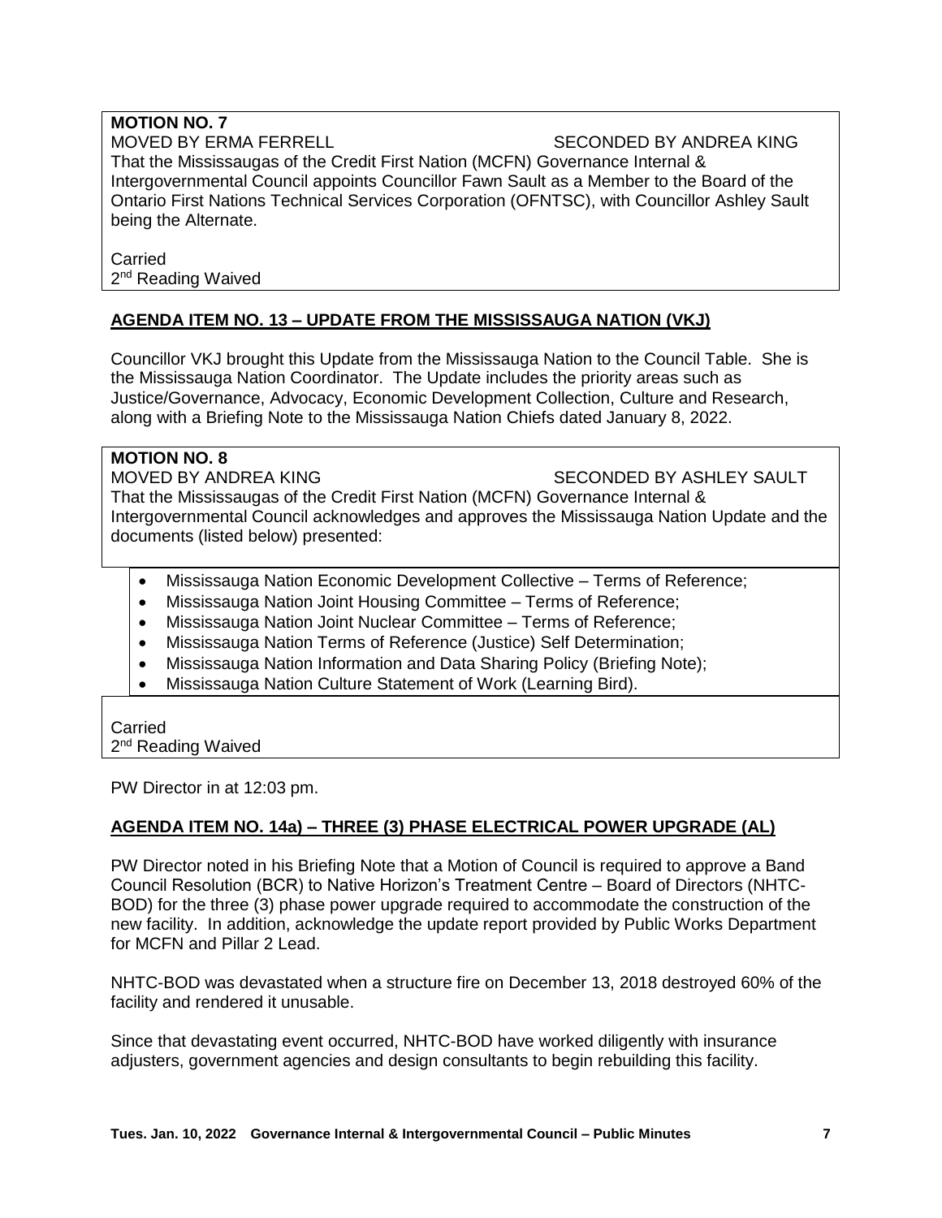**MOTION NO. 7**
MOVED BY ERMA FERRELL SECONDED BY ANDREA KING
That the Mississaugas of the Credit First Nation (MCFN) Governance Internal & Intergovernmental Council appoints Councillor Fawn Sault as a Member to the Board of the Ontario First Nations Technical Services Corporation (OFNTSC), with Councillor Ashley Sault being the Alternate.

Carried
2nd Reading Waived

## AGENDA ITEM NO. 13 – UPDATE FROM THE MISSISSAUGA NATION (VKJ)

Councillor VKJ brought this Update from the Mississauga Nation to the Council Table. She is the Mississauga Nation Coordinator. The Update includes the priority areas such as Justice/Governance, Advocacy, Economic Development Collection, Culture and Research, along with a Briefing Note to the Mississauga Nation Chiefs dated January 8, 2022.

**MOTION NO. 8**
MOVED BY ANDREA KING SECONDED BY ASHLEY SAULT
That the Mississaugas of the Credit First Nation (MCFN) Governance Internal & Intergovernmental Council acknowledges and approves the Mississauga Nation Update and the documents (listed below) presented:

- Mississauga Nation Economic Development Collective – Terms of Reference;
- Mississauga Nation Joint Housing Committee – Terms of Reference;
- Mississauga Nation Joint Nuclear Committee – Terms of Reference;
- Mississauga Nation Terms of Reference (Justice) Self Determination;
- Mississauga Nation Information and Data Sharing Policy (Briefing Note);
- Mississauga Nation Culture Statement of Work (Learning Bird).

Carried
2nd Reading Waived

PW Director in at 12:03 pm.

## AGENDA ITEM NO. 14a) – THREE (3) PHASE ELECTRICAL POWER UPGRADE (AL)

PW Director noted in his Briefing Note that a Motion of Council is required to approve a Band Council Resolution (BCR) to Native Horizon's Treatment Centre – Board of Directors (NHTC-BOD) for the three (3) phase power upgrade required to accommodate the construction of the new facility. In addition, acknowledge the update report provided by Public Works Department for MCFN and Pillar 2 Lead.

NHTC-BOD was devastated when a structure fire on December 13, 2018 destroyed 60% of the facility and rendered it unusable.

Since that devastating event occurred, NHTC-BOD have worked diligently with insurance adjusters, government agencies and design consultants to begin rebuilding this facility.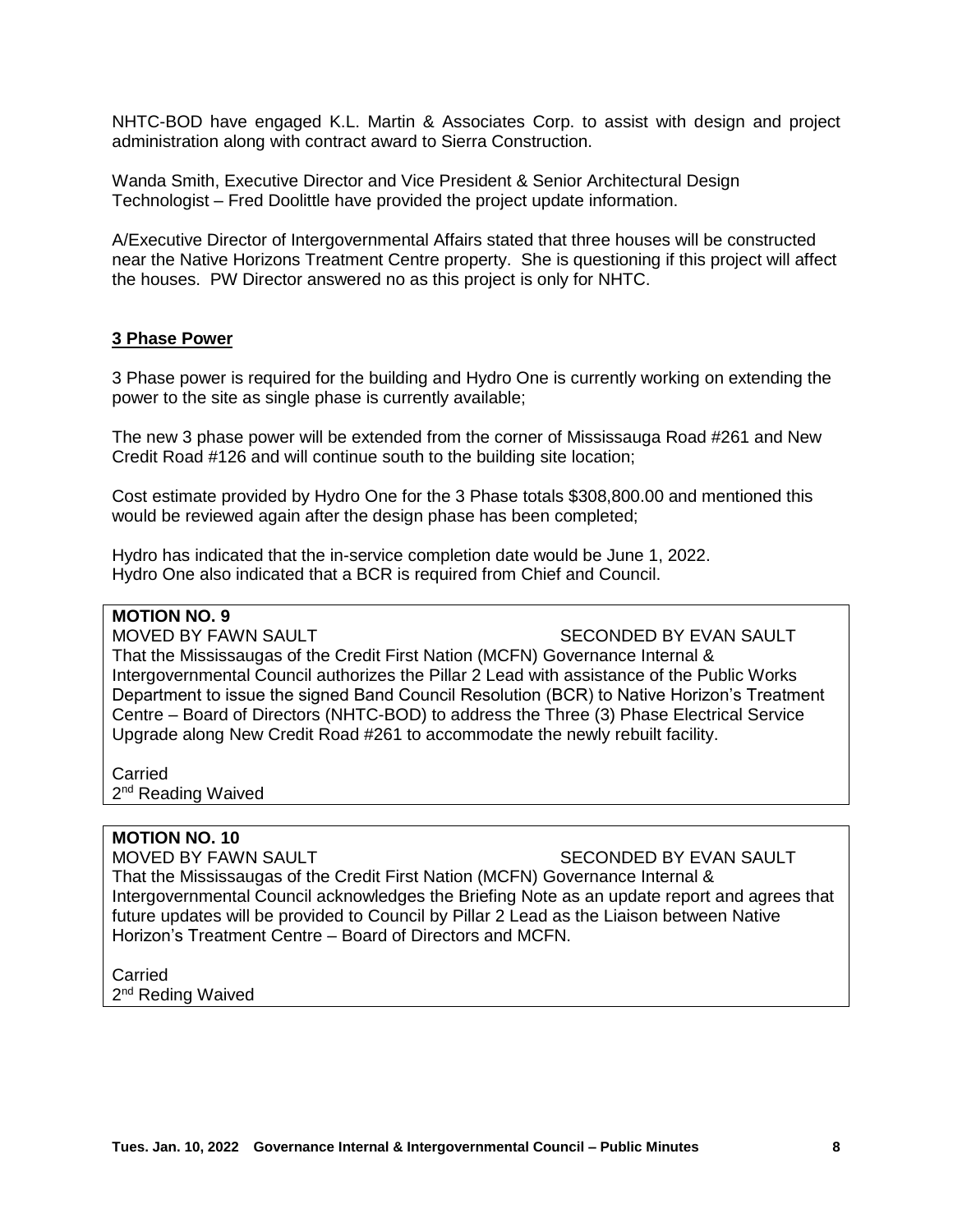NHTC-BOD have engaged K.L. Martin & Associates Corp. to assist with design and project administration along with contract award to Sierra Construction.

Wanda Smith, Executive Director and Vice President & Senior Architectural Design Technologist – Fred Doolittle have provided the project update information.

A/Executive Director of Intergovernmental Affairs stated that three houses will be constructed near the Native Horizons Treatment Centre property. She is questioning if this project will affect the houses. PW Director answered no as this project is only for NHTC.

## 3 Phase Power

3 Phase power is required for the building and Hydro One is currently working on extending the power to the site as single phase is currently available;

The new 3 phase power will be extended from the corner of Mississauga Road #261 and New Credit Road #126 and will continue south to the building site location;

Cost estimate provided by Hydro One for the 3 Phase totals $308,800.00 and mentioned this would be reviewed again after the design phase has been completed;

Hydro has indicated that the in-service completion date would be June 1, 2022.
Hydro One also indicated that a BCR is required from Chief and Council.

**MOTION NO. 9**
MOVED BY FAWN SAULT SECONDED BY EVAN SAULT
That the Mississaugas of the Credit First Nation (MCFN) Governance Internal & Intergovernmental Council authorizes the Pillar 2 Lead with assistance of the Public Works Department to issue the signed Band Council Resolution (BCR) to Native Horizon's Treatment Centre – Board of Directors (NHTC-BOD) to address the Three (3) Phase Electrical Service Upgrade along New Credit Road #261 to accommodate the newly rebuilt facility.

Carried
2nd Reading Waived

**MOTION NO. 10**
MOVED BY FAWN SAULT SECONDED BY EVAN SAULT
That the Mississaugas of the Credit First Nation (MCFN) Governance Internal & Intergovernmental Council acknowledges the Briefing Note as an update report and agrees that future updates will be provided to Council by Pillar 2 Lead as the Liaison between Native Horizon's Treatment Centre – Board of Directors and MCFN.

Carried
2nd Reding Waived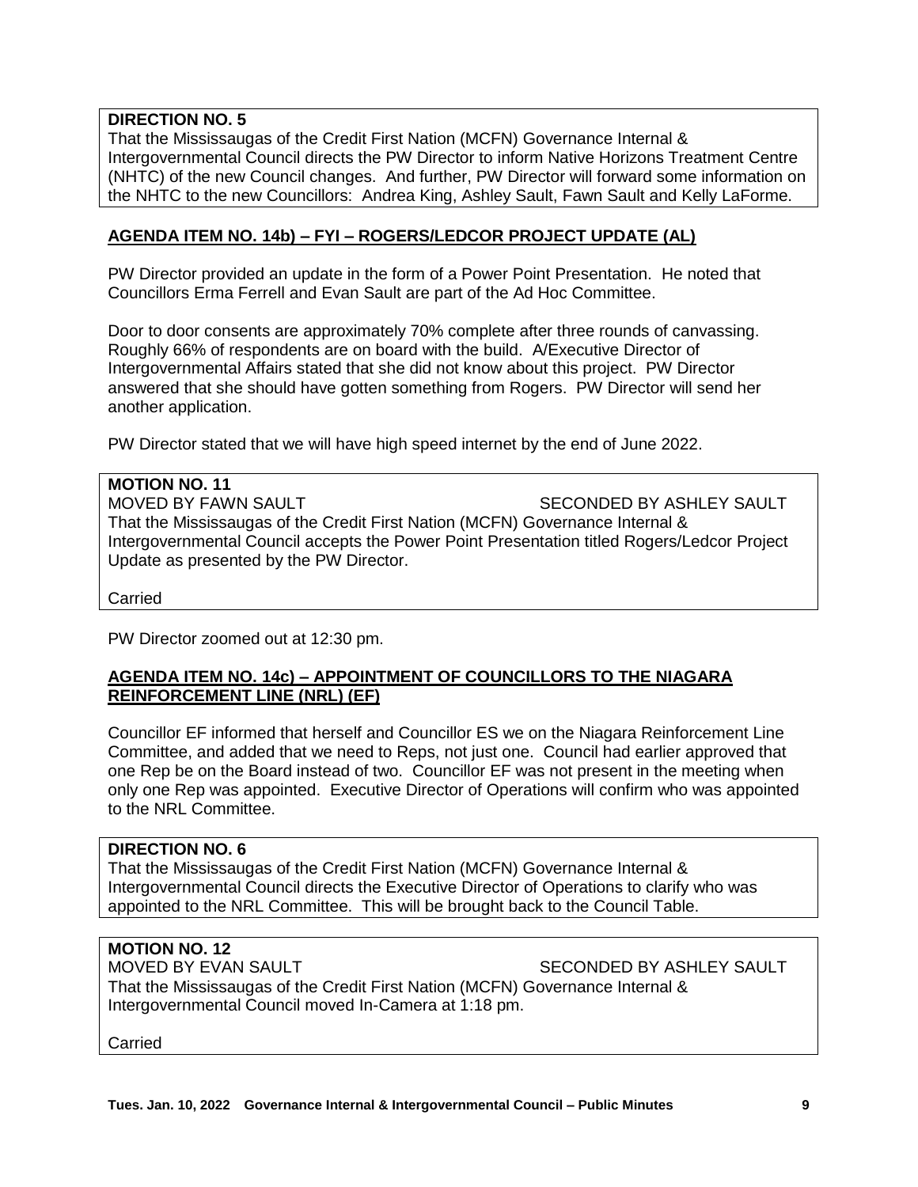**DIRECTION NO. 5**
That the Mississaugas of the Credit First Nation (MCFN) Governance Internal & Intergovernmental Council directs the PW Director to inform Native Horizons Treatment Centre (NHTC) of the new Council changes. And further, PW Director will forward some information on the NHTC to the new Councillors: Andrea King, Ashley Sault, Fawn Sault and Kelly LaForme.

**AGENDA ITEM NO. 14b) – FYI – ROGERS/LEDCOR PROJECT UPDATE (AL)**

PW Director provided an update in the form of a Power Point Presentation. He noted that Councillors Erma Ferrell and Evan Sault are part of the Ad Hoc Committee.

Door to door consents are approximately 70% complete after three rounds of canvassing. Roughly 66% of respondents are on board with the build. A/Executive Director of Intergovernmental Affairs stated that she did not know about this project. PW Director answered that she should have gotten something from Rogers. PW Director will send her another application.

PW Director stated that we will have high speed internet by the end of June 2022.

**MOTION NO. 11**
MOVED BY FAWN SAULT SECONDED BY ASHLEY SAULT
That the Mississaugas of the Credit First Nation (MCFN) Governance Internal & Intergovernmental Council accepts the Power Point Presentation titled Rogers/Ledcor Project Update as presented by the PW Director.

Carried

PW Director zoomed out at 12:30 pm.

**AGENDA ITEM NO. 14c) – APPOINTMENT OF COUNCILLORS TO THE NIAGARA REINFORCEMENT LINE (NRL) (EF)**

Councillor EF informed that herself and Councillor ES we on the Niagara Reinforcement Line Committee, and added that we need to Reps, not just one. Council had earlier approved that one Rep be on the Board instead of two. Councillor EF was not present in the meeting when only one Rep was appointed. Executive Director of Operations will confirm who was appointed to the NRL Committee.

**DIRECTION NO. 6**
That the Mississaugas of the Credit First Nation (MCFN) Governance Internal & Intergovernmental Council directs the Executive Director of Operations to clarify who was appointed to the NRL Committee. This will be brought back to the Council Table.

**MOTION NO. 12**
MOVED BY EVAN SAULT SECONDED BY ASHLEY SAULT
That the Mississaugas of the Credit First Nation (MCFN) Governance Internal & Intergovernmental Council moved In-Camera at 1:18 pm.

Carried